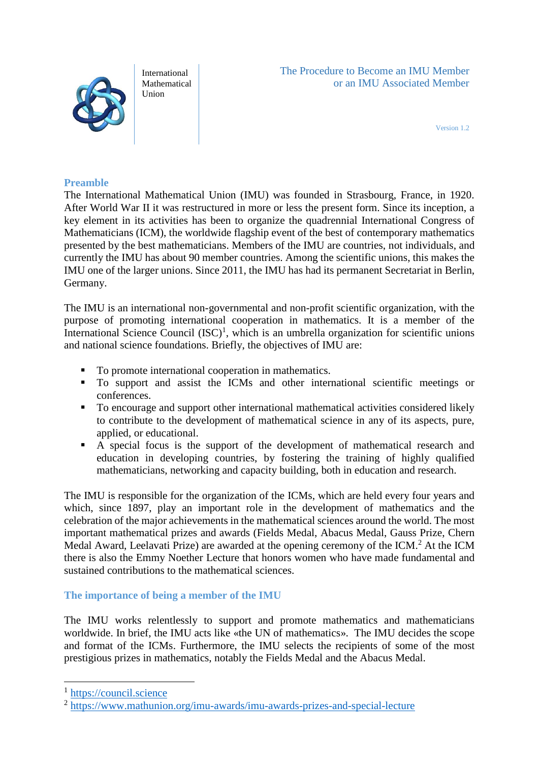International Mathematical Union

# The Procedure to Become an IMU Member or an IMU Associated Member

Version 1.2

## Preamble

The International Mathematical Union (IMU) was founded in Strasbourg, France, in 1920. After World War II it was restructured in more or less the present form. Since its inception, a key element in its activities has been to organize the quadrennial International Congress of Mathematicians (ICM), the worldwide flagship event of the best of contemporary mathematics presented by the best mathematicians. Members of the IMU are countries, not individuals, and currently the IMU has about 90 member countries. Among the scientific unions, this makes the IMU one of the larger unions. Since 2011, the IMU has had its permanent Secretariat in Berlin, Germany.

The IMU is an international non-governmental and non-profit scientific organization, with the purpose of promoting international cooperation in mathematics. It is a member of the International Science Council (ISC)[1], which is an umbrella organization for scientific unions and national science foundations. Briefly, the objectives of IMU are:

- To promote international cooperation in mathematics.
- To support and assist the ICMs and other international scientific meetings or conferences.
- To encourage and support other international mathematical activities considered likely to contribute to the development of mathematical science in any of its aspects, pure, applied, or educational.
- A special focus is the support of the development of mathematical research and education in developing countries, by fostering the training of highly qualified mathematicians, networking and capacity building, both in education and research.

The IMU is responsible for the organization of the ICMs, which are held every four years and which, since 1897, play an important role in the development of mathematics and the celebration of the major achievements in the mathematical sciences around the world. The most important mathematical prizes and awards (Fields Medal, Abacus Medal, Gauss Prize, Chern Medal Award, Leelavati Prize) are awarded at the opening ceremony of the ICM.[2] At the ICM there is also the Emmy Noether Lecture that honors women who have made fundamental and sustained contributions to the mathematical sciences.

## The importance of being a member of the IMU

The IMU works relentlessly to support and promote mathematics and mathematicians worldwide. In brief, the IMU acts like «the UN of mathematics». The IMU decides the scope and format of the ICMs. Furthermore, the IMU selects the recipients of some of the most prestigious prizes in mathematics, notably the Fields Medal and the Abacus Medal.

---

[1] https://council.science

[2] https://www.mathunion.org/imu-awards/imu-awards-prizes-and-special-lecture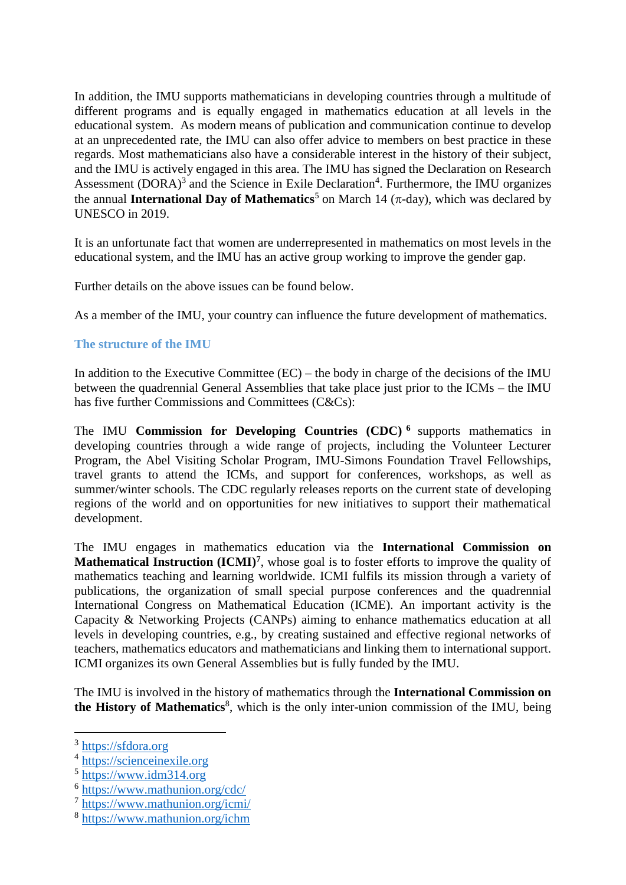In addition, the IMU supports mathematicians in developing countries through a multitude of different programs and is equally engaged in mathematics education at all levels in the educational system. As modern means of publication and communication continue to develop at an unprecedented rate, the IMU can also offer advice to members on best practice in these regards. Most mathematicians also have a considerable interest in the history of their subject, and the IMU is actively engaged in this area. The IMU has signed the Declaration on Research Assessment (DORA)[3] and the Science in Exile Declaration[4]. Furthermore, the IMU organizes the annual **International Day of Mathematics**[5] on March 14 ($\pi$-day), which was declared by UNESCO in 2019.

It is an unfortunate fact that women are underrepresented in mathematics on most levels in the educational system, and the IMU has an active group working to improve the gender gap.

Further details on the above issues can be found below.

As a member of the IMU, your country can influence the future development of mathematics.

## The structure of the IMU

In addition to the Executive Committee (EC) – the body in charge of the decisions of the IMU between the quadrennial General Assemblies that take place just prior to the ICMs – the IMU has five further Commissions and Committees (C&Cs):

The IMU **Commission for Developing Countries (CDC)**[6] supports mathematics in developing countries through a wide range of projects, including the Volunteer Lecturer Program, the Abel Visiting Scholar Program, IMU-Simons Foundation Travel Fellowships, travel grants to attend the ICMs, and support for conferences, workshops, as well as summer/winter schools. The CDC regularly releases reports on the current state of developing regions of the world and on opportunities for new initiatives to support their mathematical development.

The IMU engages in mathematics education via the **International Commission on Mathematical Instruction (ICMI)**[7], whose goal is to foster efforts to improve the quality of mathematics teaching and learning worldwide. ICMI fulfils its mission through a variety of publications, the organization of small special purpose conferences and the quadrennial International Congress on Mathematical Education (ICME). An important activity is the Capacity & Networking Projects (CANPs) aiming to enhance mathematics education at all levels in developing countries, e.g., by creating sustained and effective regional networks of teachers, mathematics educators and mathematicians and linking them to international support. ICMI organizes its own General Assemblies but is fully funded by the IMU.

The IMU is involved in the history of mathematics through the **International Commission on the History of Mathematics**[8], which is the only inter-union commission of the IMU, being

---

[3] https://sfdora.org
[4] https://scienceinexile.org
[5] https://www.idm314.org
[6] https://www.mathunion.org/cdc/
[7] https://www.mathunion.org/icmi/
[8] https://www.mathunion.org/ichm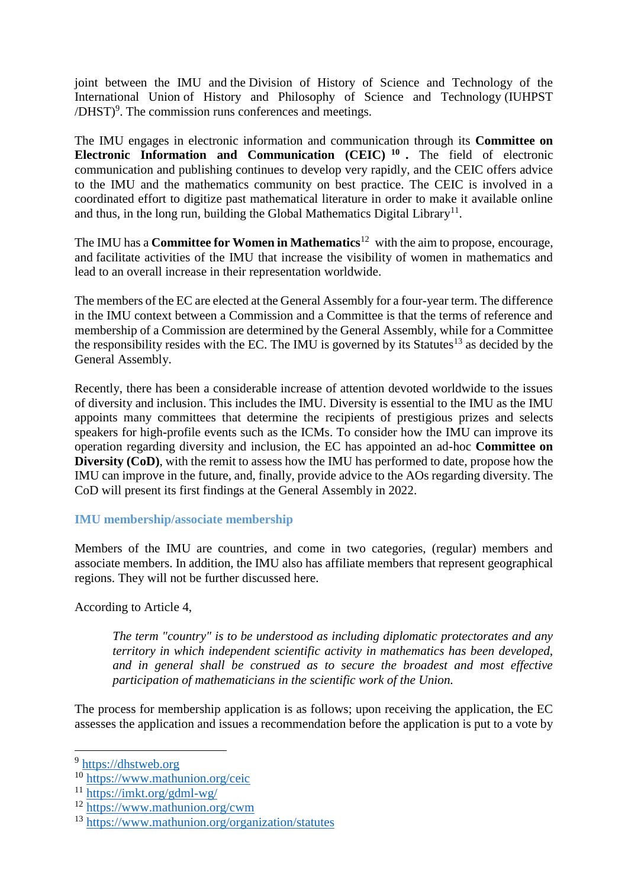joint between the IMU and the Division of History of Science and Technology of the International Union of History and Philosophy of Science and Technology (IUHPST /DHST)[9]. The commission runs conferences and meetings.

The IMU engages in electronic information and communication through its **Committee on Electronic Information and Communication (CEIC)** [10]**.** The field of electronic communication and publishing continues to develop very rapidly, and the CEIC offers advice to the IMU and the mathematics community on best practice. The CEIC is involved in a coordinated effort to digitize past mathematical literature in order to make it available online and thus, in the long run, building the Global Mathematics Digital Library[11].

The IMU has a **Committee for Women in Mathematics**[12] with the aim to propose, encourage, and facilitate activities of the IMU that increase the visibility of women in mathematics and lead to an overall increase in their representation worldwide.

The members of the EC are elected at the General Assembly for a four-year term. The difference in the IMU context between a Commission and a Committee is that the terms of reference and membership of a Commission are determined by the General Assembly, while for a Committee the responsibility resides with the EC. The IMU is governed by its Statutes[13] as decided by the General Assembly.

Recently, there has been a considerable increase of attention devoted worldwide to the issues of diversity and inclusion. This includes the IMU. Diversity is essential to the IMU as the IMU appoints many committees that determine the recipients of prestigious prizes and selects speakers for high-profile events such as the ICMs. To consider how the IMU can improve its operation regarding diversity and inclusion, the EC has appointed an ad-hoc **Committee on Diversity (CoD)**, with the remit to assess how the IMU has performed to date, propose how the IMU can improve in the future, and, finally, provide advice to the AOs regarding diversity. The CoD will present its first findings at the General Assembly in 2022.

### IMU membership/associate membership

Members of the IMU are countries, and come in two categories, (regular) members and associate members. In addition, the IMU also has affiliate members that represent geographical regions. They will not be further discussed here.

According to Article 4,

> *The term "country" is to be understood as including diplomatic protectorates and any territory in which independent scientific activity in mathematics has been developed, and in general shall be construed as to secure the broadest and most effective participation of mathematicians in the scientific work of the Union.*

The process for membership application is as follows; upon receiving the application, the EC assesses the application and issues a recommendation before the application is put to a vote by

---

[9] https://dhstweb.org

[10] https://www.mathunion.org/ceic

[11] https://imkt.org/gdml-wg/

[12] https://www.mathunion.org/cwm

[13] https://www.mathunion.org/organization/statutes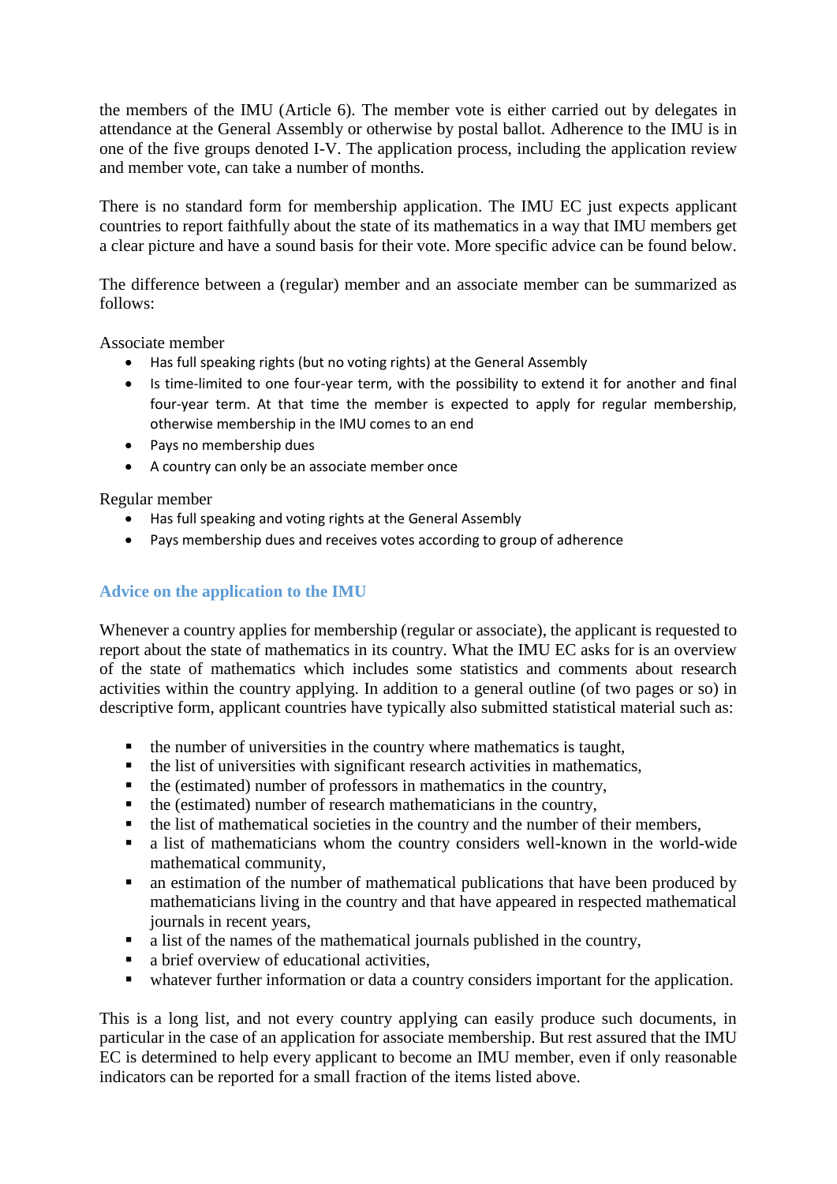the members of the IMU (Article 6). The member vote is either carried out by delegates in attendance at the General Assembly or otherwise by postal ballot. Adherence to the IMU is in one of the five groups denoted I-V. The application process, including the application review and member vote, can take a number of months.

There is no standard form for membership application. The IMU EC just expects applicant countries to report faithfully about the state of its mathematics in a way that IMU members get a clear picture and have a sound basis for their vote. More specific advice can be found below.

The difference between a (regular) member and an associate member can be summarized as follows:

Associate member

- Has full speaking rights (but no voting rights) at the General Assembly
- Is time-limited to one four-year term, with the possibility to extend it for another and final four-year term. At that time the member is expected to apply for regular membership, otherwise membership in the IMU comes to an end
- Pays no membership dues
- A country can only be an associate member once

Regular member

- Has full speaking and voting rights at the General Assembly
- Pays membership dues and receives votes according to group of adherence

## Advice on the application to the IMU

Whenever a country applies for membership (regular or associate), the applicant is requested to report about the state of mathematics in its country. What the IMU EC asks for is an overview of the state of mathematics which includes some statistics and comments about research activities within the country applying. In addition to a general outline (of two pages or so) in descriptive form, applicant countries have typically also submitted statistical material such as:

- the number of universities in the country where mathematics is taught,
- the list of universities with significant research activities in mathematics,
- the (estimated) number of professors in mathematics in the country,
- the (estimated) number of research mathematicians in the country,
- the list of mathematical societies in the country and the number of their members,
- a list of mathematicians whom the country considers well-known in the world-wide mathematical community,
- an estimation of the number of mathematical publications that have been produced by mathematicians living in the country and that have appeared in respected mathematical journals in recent years,
- a list of the names of the mathematical journals published in the country,
- a brief overview of educational activities,
- whatever further information or data a country considers important for the application.

This is a long list, and not every country applying can easily produce such documents, in particular in the case of an application for associate membership. But rest assured that the IMU EC is determined to help every applicant to become an IMU member, even if only reasonable indicators can be reported for a small fraction of the items listed above.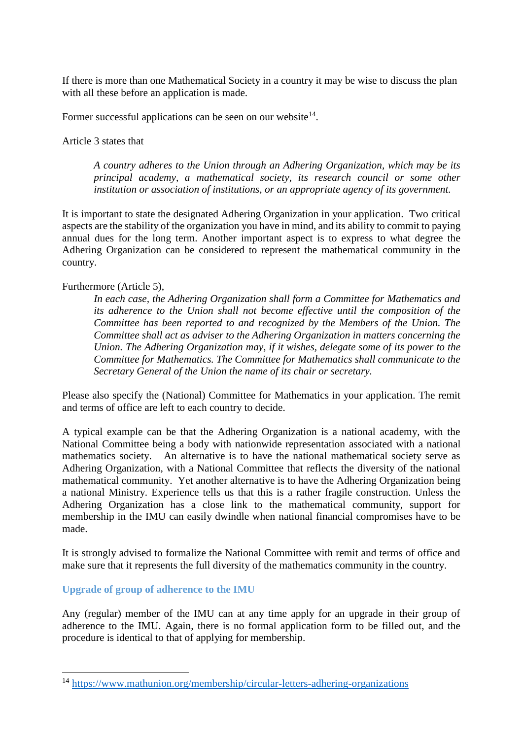If there is more than one Mathematical Society in a country it may be wise to discuss the plan with all these before an application is made.

Former successful applications can be seen on our website[14].

Article 3 states that

> *A country adheres to the Union through an Adhering Organization, which may be its principal academy, a mathematical society, its research council or some other institution or association of institutions, or an appropriate agency of its government.*

It is important to state the designated Adhering Organization in your application. Two critical aspects are the stability of the organization you have in mind, and its ability to commit to paying annual dues for the long term. Another important aspect is to express to what degree the Adhering Organization can be considered to represent the mathematical community in the country.

Furthermore (Article 5),

> *In each case, the Adhering Organization shall form a Committee for Mathematics and its adherence to the Union shall not become effective until the composition of the Committee has been reported to and recognized by the Members of the Union. The Committee shall act as adviser to the Adhering Organization in matters concerning the Union. The Adhering Organization may, if it wishes, delegate some of its power to the Committee for Mathematics. The Committee for Mathematics shall communicate to the Secretary General of the Union the name of its chair or secretary.*

Please also specify the (National) Committee for Mathematics in your application. The remit and terms of office are left to each country to decide.

A typical example can be that the Adhering Organization is a national academy, with the National Committee being a body with nationwide representation associated with a national mathematics society. An alternative is to have the national mathematical society serve as Adhering Organization, with a National Committee that reflects the diversity of the national mathematical community. Yet another alternative is to have the Adhering Organization being a national Ministry. Experience tells us that this is a rather fragile construction. Unless the Adhering Organization has a close link to the mathematical community, support for membership in the IMU can easily dwindle when national financial compromises have to be made.

It is strongly advised to formalize the National Committee with remit and terms of office and make sure that it represents the full diversity of the mathematics community in the country.

### Upgrade of group of adherence to the IMU

Any (regular) member of the IMU can at any time apply for an upgrade in their group of adherence to the IMU. Again, there is no formal application form to be filled out, and the procedure is identical to that of applying for membership.

---

[14] https://www.mathunion.org/membership/circular-letters-adhering-organizations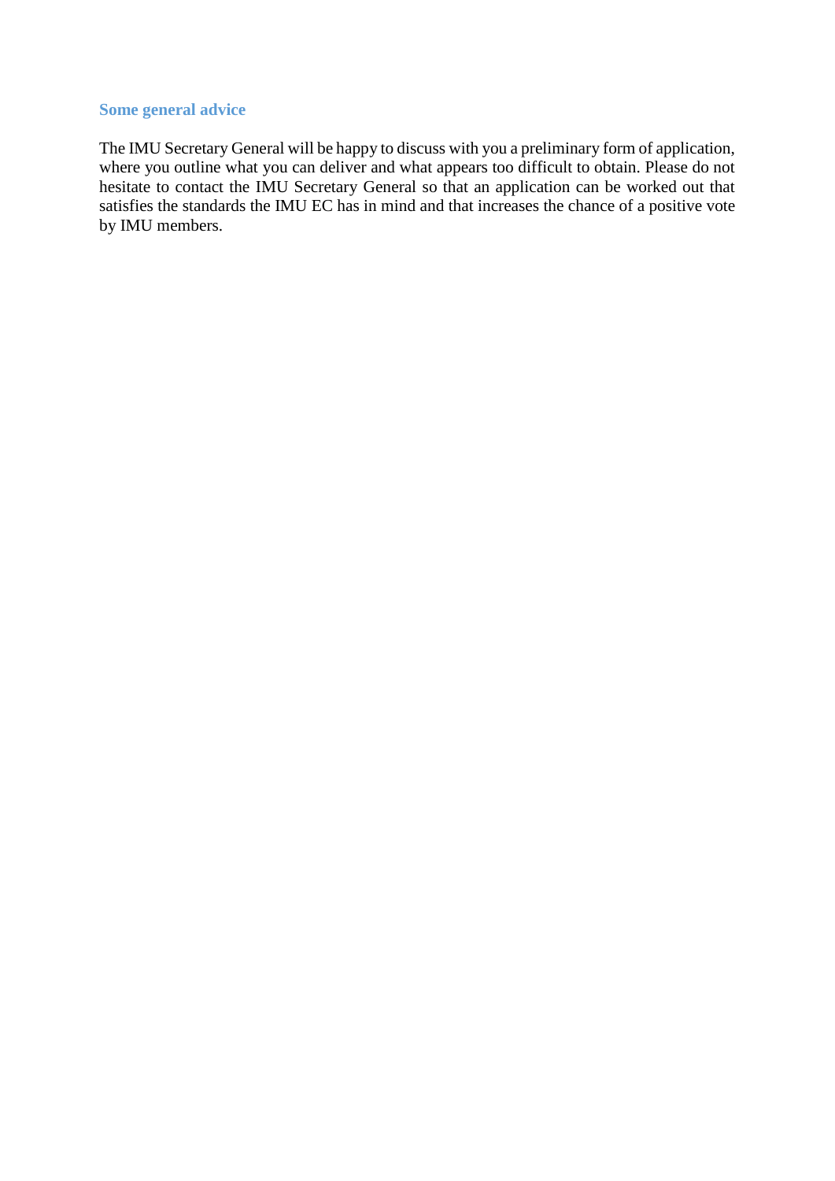## Some general advice

The IMU Secretary General will be happy to discuss with you a preliminary form of application, where you outline what you can deliver and what appears too difficult to obtain. Please do not hesitate to contact the IMU Secretary General so that an application can be worked out that satisfies the standards the IMU EC has in mind and that increases the chance of a positive vote by IMU members.